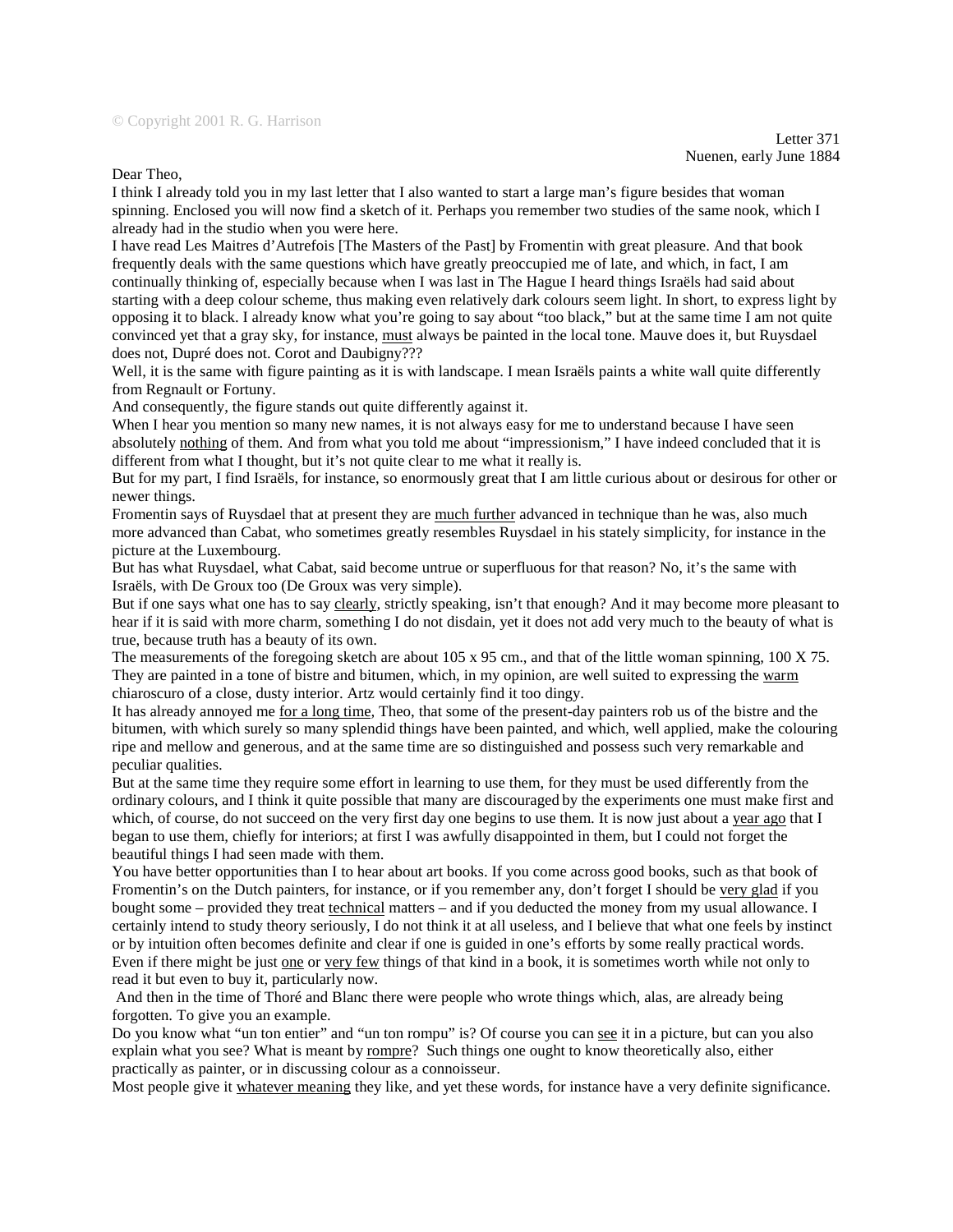© Copyright 2001 R. G. Harrison

Letter 371
Nuenen, early June 1884

Dear Theo,

I think I already told you in my last letter that I also wanted to start a large man's figure besides that woman spinning. Enclosed you will now find a sketch of it. Perhaps you remember two studies of the same nook, which I already had in the studio when you were here.

I have read Les Maitres d'Autrefois [The Masters of the Past] by Fromentin with great pleasure. And that book frequently deals with the same questions which have greatly preoccupied me of late, and which, in fact, I am continually thinking of, especially because when I was last in The Hague I heard things Israëls had said about starting with a deep colour scheme, thus making even relatively dark colours seem light. In short, to express light by opposing it to black. I already know what you're going to say about "too black," but at the same time I am not quite convinced yet that a gray sky, for instance, <u>must</u> always be painted in the local tone. Mauve does it, but Ruysdael does not, Dupré does not. Corot and Daubigny???

Well, it is the same with figure painting as it is with landscape. I mean Israëls paints a white wall quite differently from Regnault or Fortuny.

And consequently, the figure stands out quite differently against it.

When I hear you mention so many new names, it is not always easy for me to understand because I have seen absolutely <u>nothing</u> of them. And from what you told me about "impressionism," I have indeed concluded that it is different from what I thought, but it's not quite clear to me what it really is.

But for my part, I find Israëls, for instance, so enormously great that I am little curious about or desirous for other or newer things.

Fromentin says of Ruysdael that at present they are <u>much further</u> advanced in technique than he was, also much more advanced than Cabat, who sometimes greatly resembles Ruysdael in his stately simplicity, for instance in the picture at the Luxembourg.

But has what Ruysdael, what Cabat, said become untrue or superfluous for that reason? No, it's the same with Israëls, with De Groux too (De Groux was very simple).

But if one says what one has to say <u>clearly</u>, strictly speaking, isn't that enough? And it may become more pleasant to hear if it is said with more charm, something I do not disdain, yet it does not add very much to the beauty of what is true, because truth has a beauty of its own.

The measurements of the foregoing sketch are about 105 x 95 cm., and that of the little woman spinning, 100 X 75. They are painted in a tone of bistre and bitumen, which, in my opinion, are well suited to expressing the <u>warm</u> chiaroscuro of a close, dusty interior. Artz would certainly find it too dingy.

It has already annoyed me <u>for a long time</u>, Theo, that some of the present-day painters rob us of the bistre and the bitumen, with which surely so many splendid things have been painted, and which, well applied, make the colouring ripe and mellow and generous, and at the same time are so distinguished and possess such very remarkable and peculiar qualities.

But at the same time they require some effort in learning to use them, for they must be used differently from the ordinary colours, and I think it quite possible that many are discouraged by the experiments one must make first and which, of course, do not succeed on the very first day one begins to use them. It is now just about a <u>year ago</u> that I began to use them, chiefly for interiors; at first I was awfully disappointed in them, but I could not forget the beautiful things I had seen made with them.

You have better opportunities than I to hear about art books. If you come across good books, such as that book of Fromentin's on the Dutch painters, for instance, or if you remember any, don't forget I should be <u>very glad</u> if you bought some – provided they treat <u>technical</u> matters – and if you deducted the money from my usual allowance. I certainly intend to study theory seriously, I do not think it at all useless, and I believe that what one feels by instinct or by intuition often becomes definite and clear if one is guided in one's efforts by some really practical words. Even if there might be just <u>one</u> or <u>very few</u> things of that kind in a book, it is sometimes worth while not only to read it but even to buy it, particularly now.

And then in the time of Thoré and Blanc there were people who wrote things which, alas, are already being forgotten. To give you an example.

Do you know what "un ton entier" and "un ton rompu" is? Of course you can <u>see</u> it in a picture, but can you also explain what you see? What is meant by <u>rompre</u>? Such things one ought to know theoretically also, either practically as painter, or in discussing colour as a connoisseur.

Most people give it <u>whatever meaning</u> they like, and yet these words, for instance have a very definite significance.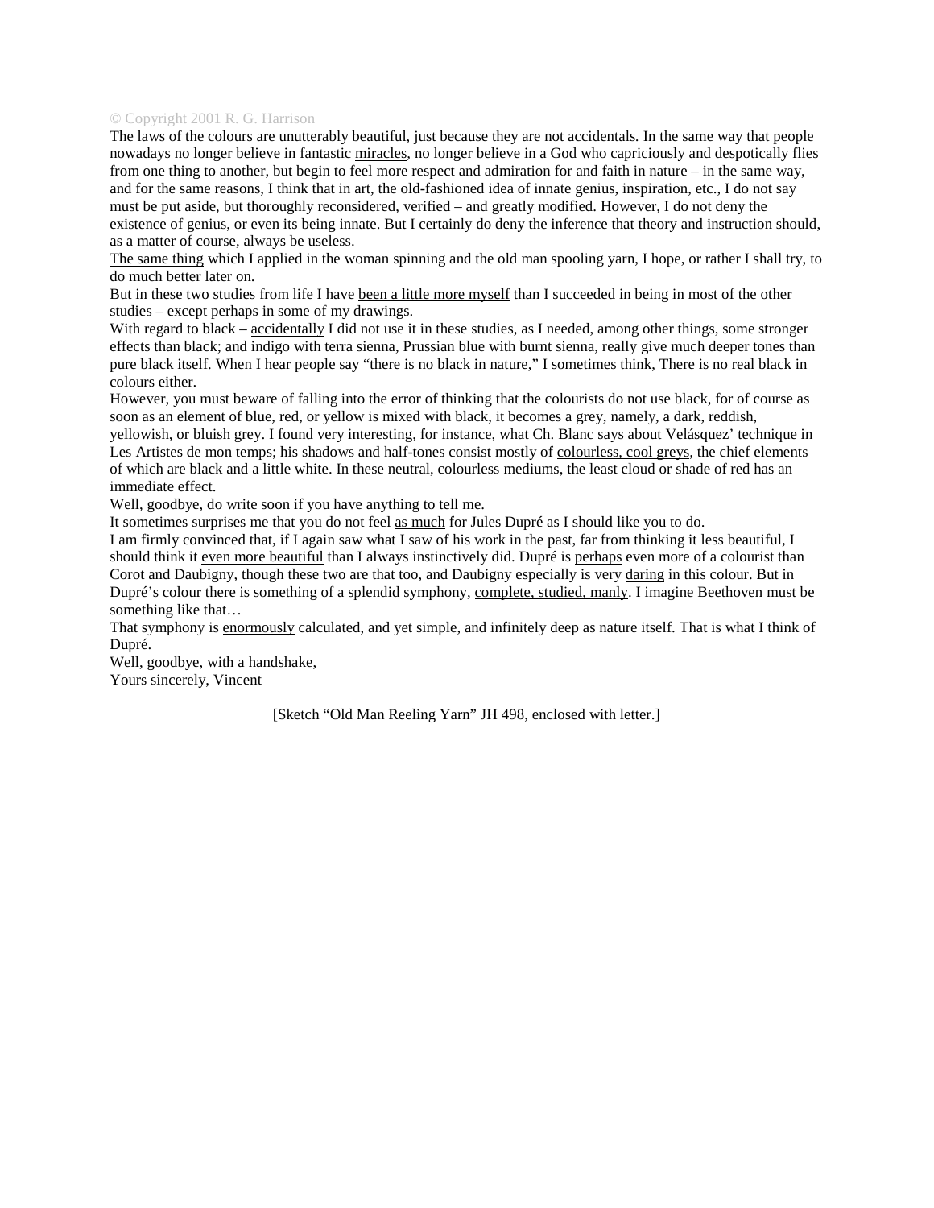© Copyright 2001 R. G. Harrison

The laws of the colours are unutterably beautiful, just because they are <u>not accidentals</u>. In the same way that people nowadays no longer believe in fantastic <u>miracles</u>, no longer believe in a God who capriciously and despotically flies from one thing to another, but begin to feel more respect and admiration for and faith in nature – in the same way, and for the same reasons, I think that in art, the old-fashioned idea of innate genius, inspiration, etc., I do not say must be put aside, but thoroughly reconsidered, verified – and greatly modified. However, I do not deny the existence of genius, or even its being innate. But I certainly do deny the inference that theory and instruction should, as a matter of course, always be useless.

<u>The same thing</u> which I applied in the woman spinning and the old man spooling yarn, I hope, or rather I shall try, to do much <u>better</u> later on.

But in these two studies from life I have <u>been a little more myself</u> than I succeeded in being in most of the other studies – except perhaps in some of my drawings.

With regard to black – <u>accidentally</u> I did not use it in these studies, as I needed, among other things, some stronger effects than black; and indigo with terra sienna, Prussian blue with burnt sienna, really give much deeper tones than pure black itself. When I hear people say "there is no black in nature," I sometimes think, There is no real black in colours either.

However, you must beware of falling into the error of thinking that the colourists do not use black, for of course as soon as an element of blue, red, or yellow is mixed with black, it becomes a grey, namely, a dark, reddish, yellowish, or bluish grey. I found very interesting, for instance, what Ch. Blanc says about Velásquez' technique in Les Artistes de mon temps; his shadows and half-tones consist mostly of <u>colourless, cool greys</u>, the chief elements of which are black and a little white. In these neutral, colourless mediums, the least cloud or shade of red has an immediate effect.

Well, goodbye, do write soon if you have anything to tell me.

It sometimes surprises me that you do not feel <u>as much</u> for Jules Dupré as I should like you to do.

I am firmly convinced that, if I again saw what I saw of his work in the past, far from thinking it less beautiful, I should think it <u>even more beautiful</u> than I always instinctively did. Dupré is <u>perhaps</u> even more of a colourist than Corot and Daubigny, though these two are that too, and Daubigny especially is very <u>daring</u> in this colour. But in Dupré's colour there is something of a splendid symphony, <u>complete, studied, manly</u>. I imagine Beethoven must be something like that…

That symphony is <u>enormously</u> calculated, and yet simple, and infinitely deep as nature itself. That is what I think of Dupré.

Well, goodbye, with a handshake,

Yours sincerely, Vincent

[Sketch "Old Man Reeling Yarn" JH 498, enclosed with letter.]